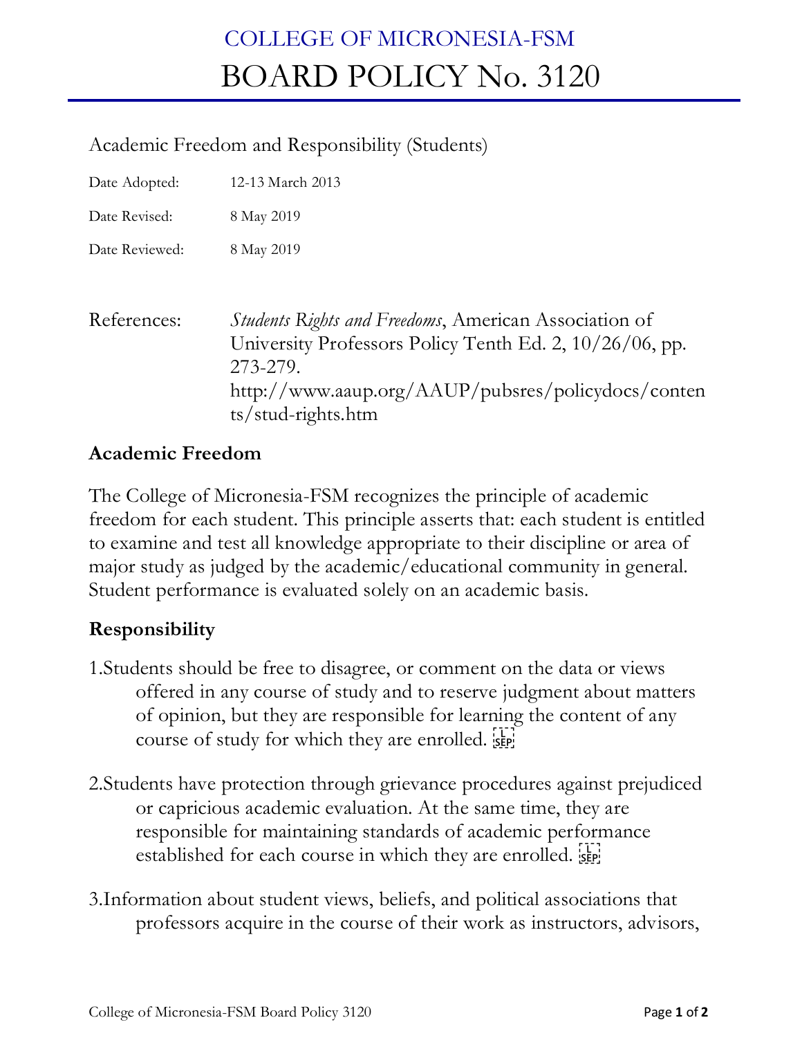# COLLEGE OF MICRONESIA-FSM
# BOARD POLICY No. 3120

Academic Freedom and Responsibility (Students)

| | |
|---|---|
| Date Adopted: | 12-13 March 2013 |
| Date Revised: | 8 May 2019 |
| Date Reviewed: | 8 May 2019 |

References: *Students Rights and Freedoms*, American Association of University Professors Policy Tenth Ed. 2, 10/26/06, pp. 273-279. http://www.aaup.org/AAUP/pubsres/policydocs/contents/stud-rights.htm

## Academic Freedom

The College of Micronesia-FSM recognizes the principle of academic freedom for each student. This principle asserts that: each student is entitled to examine and test all knowledge appropriate to their discipline or area of major study as judged by the academic/educational community in general. Student performance is evaluated solely on an academic basis.

## Responsibility

1. Students should be free to disagree, or comment on the data or views offered in any course of study and to reserve judgment about matters of opinion, but they are responsible for learning the content of any course of study for which they are enrolled.

2. Students have protection through grievance procedures against prejudiced or capricious academic evaluation. At the same time, they are responsible for maintaining standards of academic performance established for each course in which they are enrolled.

3. Information about student views, beliefs, and political associations that professors acquire in the course of their work as instructors, advisors,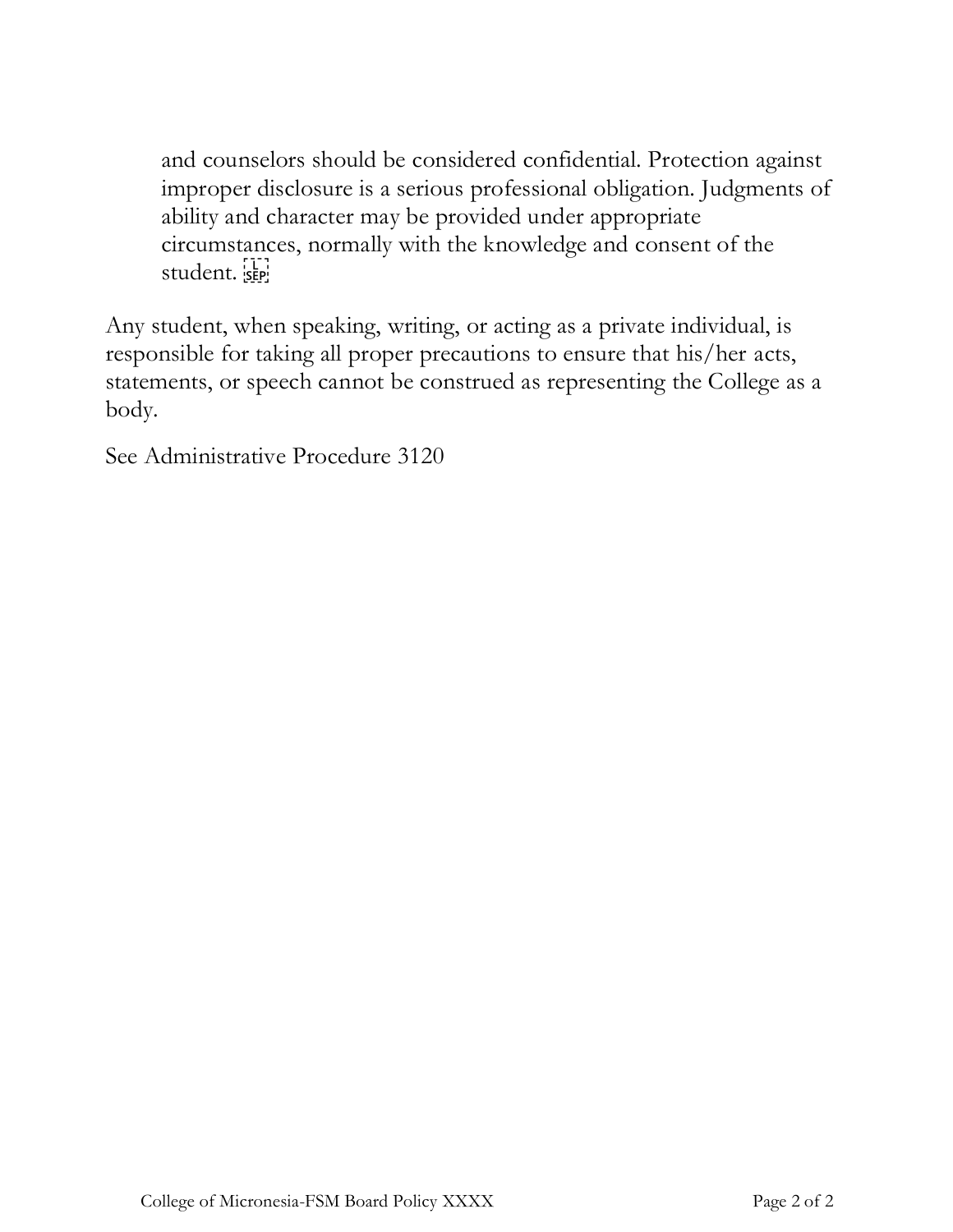and counselors should be considered confidential. Protection against improper disclosure is a serious professional obligation. Judgments of ability and character may be provided under appropriate circumstances, normally with the knowledge and consent of the student.

Any student, when speaking, writing, or acting as a private individual, is responsible for taking all proper precautions to ensure that his/her acts, statements, or speech cannot be construed as representing the College as a body.

See Administrative Procedure 3120